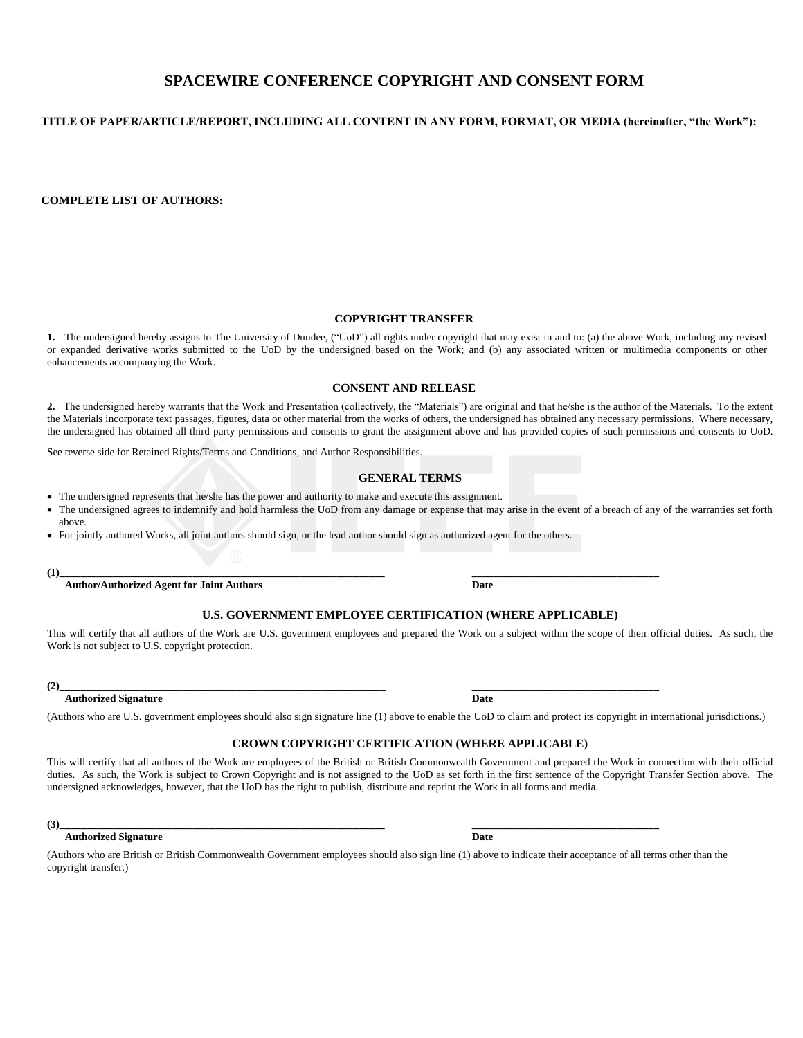# SPACEWIRE CONFERENCE COPYRIGHT AND CONSENT FORM

**TITLE OF PAPER/ARTICLE/REPORT, INCLUDING ALL CONTENT IN ANY FORM, FORMAT, OR MEDIA (hereinafter, "the Work"):**

**COMPLETE LIST OF AUTHORS:**

### COPYRIGHT TRANSFER

**1.** The undersigned hereby assigns to The University of Dundee, ("UoD") all rights under copyright that may exist in and to: (a) the above Work, including any revised or expanded derivative works submitted to the UoD by the undersigned based on the Work; and (b) any associated written or multimedia components or other enhancements accompanying the Work.

### CONSENT AND RELEASE

**2.** The undersigned hereby warrants that the Work and Presentation (collectively, the "Materials") are original and that he/she is the author of the Materials. To the extent the Materials incorporate text passages, figures, data or other material from the works of others, the undersigned has obtained any necessary permissions. Where necessary, the undersigned has obtained all third party permissions and consents to grant the assignment above and has provided copies of such permissions and consents to UoD.

See reverse side for Retained Rights/Terms and Conditions, and Author Responsibilities.

### GENERAL TERMS

- The undersigned represents that he/she has the power and authority to make and execute this assignment.
- The undersigned agrees to indemnify and hold harmless the UoD from any damage or expense that may arise in the event of a breach of any of the warranties set forth above.
- For jointly authored Works, all joint authors should sign, or the lead author should sign as authorized agent for the others.

**(1)**\_\_\_\_\_\_\_\_\_\_\_\_\_\_\_\_\_\_\_\_\_\_\_\_\_\_\_\_\_\_\_\_\_\_\_\_\_\_\_\_ \_\_\_\_\_\_\_\_\_\_\_\_\_\_\_\_\_\_\_\_\_\_\_\_\_\_\_\_\_\_
**Author/Authorized Agent for Joint Authors** **Date**

### U.S. GOVERNMENT EMPLOYEE CERTIFICATION (WHERE APPLICABLE)

This will certify that all authors of the Work are U.S. government employees and prepared the Work on a subject within the scope of their official duties. As such, the Work is not subject to U.S. copyright protection.

**(2)**\_\_\_\_\_\_\_\_\_\_\_\_\_\_\_\_\_\_\_\_\_\_\_\_\_\_\_\_\_\_\_\_\_\_\_\_\_\_\_\_ \_\_\_\_\_\_\_\_\_\_\_\_\_\_\_\_\_\_\_\_\_\_\_\_\_\_\_\_\_\_
**Authorized Signature** **Date**

(Authors who are U.S. government employees should also sign signature line (1) above to enable the UoD to claim and protect its copyright in international jurisdictions.)

### CROWN COPYRIGHT CERTIFICATION (WHERE APPLICABLE)

This will certify that all authors of the Work are employees of the British or British Commonwealth Government and prepared the Work in connection with their official duties. As such, the Work is subject to Crown Copyright and is not assigned to the UoD as set forth in the first sentence of the Copyright Transfer Section above. The undersigned acknowledges, however, that the UoD has the right to publish, distribute and reprint the Work in all forms and media.

**(3)**\_\_\_\_\_\_\_\_\_\_\_\_\_\_\_\_\_\_\_\_\_\_\_\_\_\_\_\_\_\_\_\_\_\_\_\_\_\_\_\_ \_\_\_\_\_\_\_\_\_\_\_\_\_\_\_\_\_\_\_\_\_\_\_\_\_\_\_\_\_\_
**Authorized Signature** **Date**

(Authors who are British or British Commonwealth Government employees should also sign line (1) above to indicate their acceptance of all terms other than the copyright transfer.)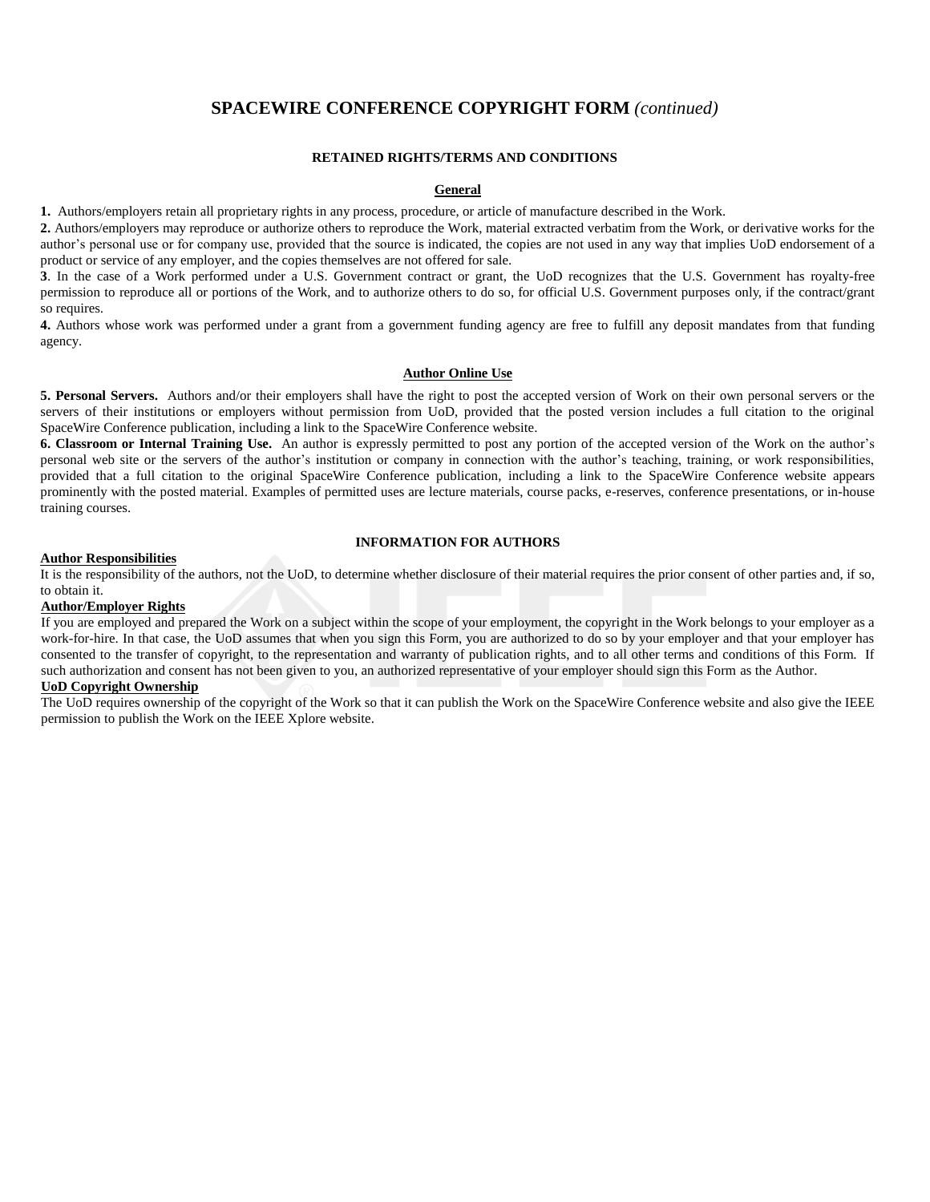# SPACEWIRE CONFERENCE COPYRIGHT FORM *(continued)*

## RETAINED RIGHTS/TERMS AND CONDITIONS

### General

**1.** Authors/employers retain all proprietary rights in any process, procedure, or article of manufacture described in the Work.

**2.** Authors/employers may reproduce or authorize others to reproduce the Work, material extracted verbatim from the Work, or derivative works for the author's personal use or for company use, provided that the source is indicated, the copies are not used in any way that implies UoD endorsement of a product or service of any employer, and the copies themselves are not offered for sale.

**3**. In the case of a Work performed under a U.S. Government contract or grant, the UoD recognizes that the U.S. Government has royalty-free permission to reproduce all or portions of the Work, and to authorize others to do so, for official U.S. Government purposes only, if the contract/grant so requires.

**4.** Authors whose work was performed under a grant from a government funding agency are free to fulfill any deposit mandates from that funding agency.

### Author Online Use

**5. Personal Servers.** Authors and/or their employers shall have the right to post the accepted version of Work on their own personal servers or the servers of their institutions or employers without permission from UoD, provided that the posted version includes a full citation to the original SpaceWire Conference publication, including a link to the SpaceWire Conference website.

**6. Classroom or Internal Training Use.** An author is expressly permitted to post any portion of the accepted version of the Work on the author's personal web site or the servers of the author's institution or company in connection with the author's teaching, training, or work responsibilities, provided that a full citation to the original SpaceWire Conference publication, including a link to the SpaceWire Conference website appears prominently with the posted material. Examples of permitted uses are lecture materials, course packs, e-reserves, conference presentations, or in-house training courses.

## INFORMATION FOR AUTHORS

**Author Responsibilities**

It is the responsibility of the authors, not the UoD, to determine whether disclosure of their material requires the prior consent of other parties and, if so, to obtain it.

**Author/Employer Rights**

If you are employed and prepared the Work on a subject within the scope of your employment, the copyright in the Work belongs to your employer as a work-for-hire. In that case, the UoD assumes that when you sign this Form, you are authorized to do so by your employer and that your employer has consented to the transfer of copyright, to the representation and warranty of publication rights, and to all other terms and conditions of this Form. If such authorization and consent has not been given to you, an authorized representative of your employer should sign this Form as the Author.

**UoD Copyright Ownership**

The UoD requires ownership of the copyright of the Work so that it can publish the Work on the SpaceWire Conference website and also give the IEEE permission to publish the Work on the IEEE Xplore website.